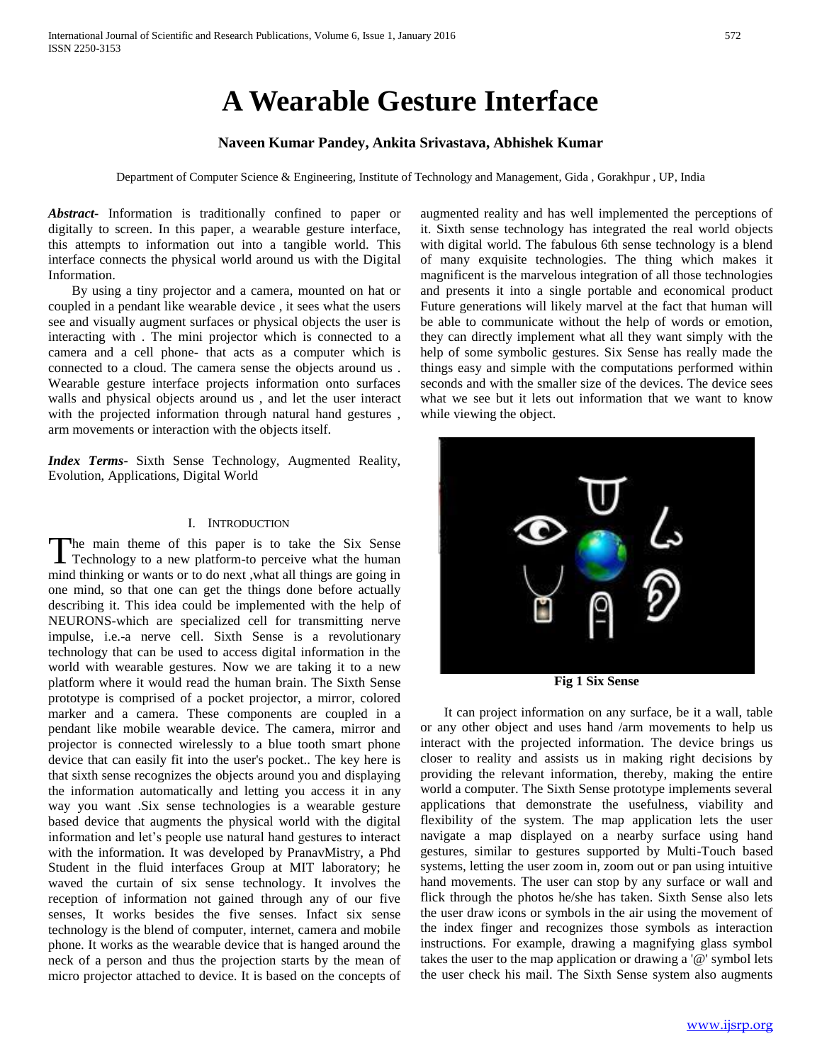# A Wearable Gesture Interface

**Naveen Kumar Pandey, Ankita Srivastava, Abhishek Kumar**

Department of Computer Science & Engineering, Institute of Technology and Management, Gida , Gorakhpur , UP, India

***Abstract-*** Information is traditionally confined to paper or digitally to screen. In this paper, a wearable gesture interface, this attempts to information out into a tangible world. This interface connects the physical world around us with the Digital Information.

By using a tiny projector and a camera, mounted on hat or coupled in a pendant like wearable device , it sees what the users see and visually augment surfaces or physical objects the user is interacting with . The mini projector which is connected to a camera and a cell phone- that acts as a computer which is connected to a cloud. The camera sense the objects around us . Wearable gesture interface projects information onto surfaces walls and physical objects around us , and let the user interact with the projected information through natural hand gestures , arm movements or interaction with the objects itself.

***Index Terms***- Sixth Sense Technology, Augmented Reality, Evolution, Applications, Digital World

## I. Introduction

The main theme of this paper is to take the Six Sense Technology to a new platform-to perceive what the human mind thinking or wants or to do next ,what all things are going in one mind, so that one can get the things done before actually describing it. This idea could be implemented with the help of NEURONS-which are specialized cell for transmitting nerve impulse, i.e.-a nerve cell. Sixth Sense is a revolutionary technology that can be used to access digital information in the world with wearable gestures. Now we are taking it to a new platform where it would read the human brain. The Sixth Sense prototype is comprised of a pocket projector, a mirror, colored marker and a camera. These components are coupled in a pendant like mobile wearable device. The camera, mirror and projector is connected wirelessly to a blue tooth smart phone device that can easily fit into the user's pocket.. The key here is that sixth sense recognizes the objects around you and displaying the information automatically and letting you access it in any way you want .Six sense technologies is a wearable gesture based device that augments the physical world with the digital information and let's people use natural hand gestures to interact with the information. It was developed by PranavMistry, a Phd Student in the fluid interfaces Group at MIT laboratory; he waved the curtain of six sense technology. It involves the reception of information not gained through any of our five senses, It works besides the five senses. Infact six sense technology is the blend of computer, internet, camera and mobile phone. It works as the wearable device that is hanged around the neck of a person and thus the projection starts by the mean of micro projector attached to device. It is based on the concepts of augmented reality and has well implemented the perceptions of it. Sixth sense technology has integrated the real world objects with digital world. The fabulous 6th sense technology is a blend of many exquisite technologies. The thing which makes it magnificent is the marvelous integration of all those technologies and presents it into a single portable and economical product Future generations will likely marvel at the fact that human will be able to communicate without the help of words or emotion, they can directly implement what all they want simply with the help of some symbolic gestures. Six Sense has really made the things easy and simple with the computations performed within seconds and with the smaller size of the devices. The device sees what we see but it lets out information that we want to know while viewing the object.

**Fig 1 Six Sense**

It can project information on any surface, be it a wall, table or any other object and uses hand /arm movements to help us interact with the projected information. The device brings us closer to reality and assists us in making right decisions by providing the relevant information, thereby, making the entire world a computer. The Sixth Sense prototype implements several applications that demonstrate the usefulness, viability and flexibility of the system. The map application lets the user navigate a map displayed on a nearby surface using hand gestures, similar to gestures supported by Multi-Touch based systems, letting the user zoom in, zoom out or pan using intuitive hand movements. The user can stop by any surface or wall and flick through the photos he/she has taken. Sixth Sense also lets the user draw icons or symbols in the air using the movement of the index finger and recognizes those symbols as interaction instructions. For example, drawing a magnifying glass symbol takes the user to the map application or drawing a '@' symbol lets the user check his mail. The Sixth Sense system also augments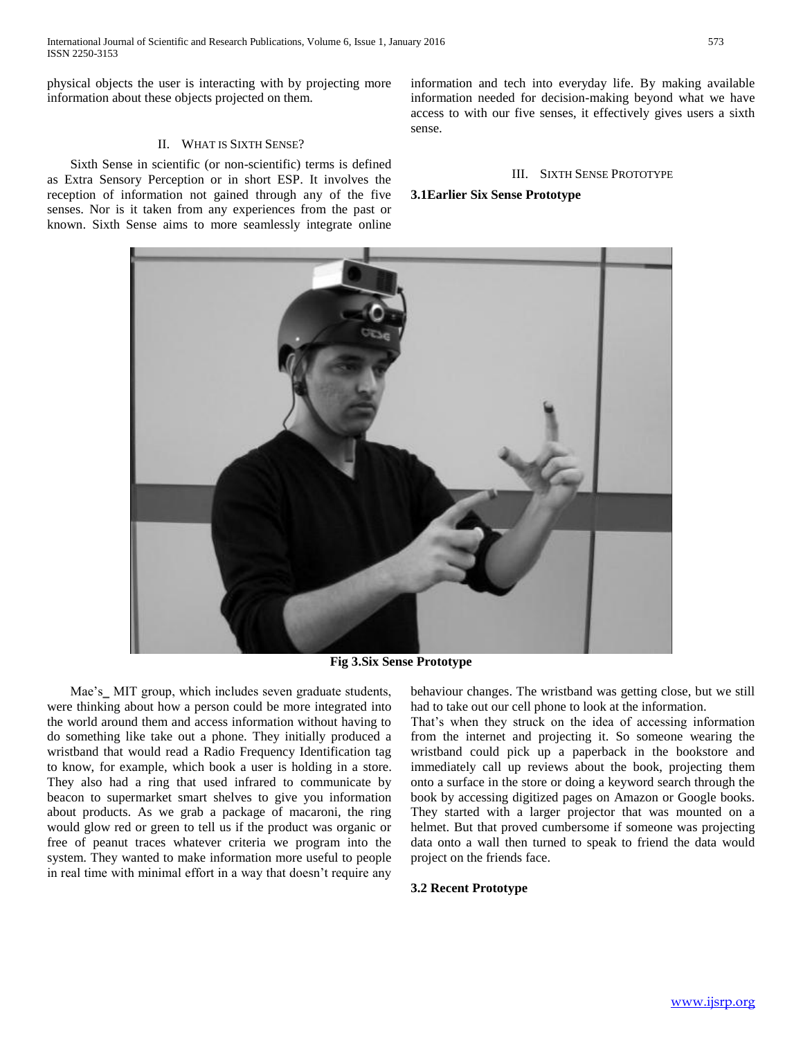physical objects the user is interacting with by projecting more information about these objects projected on them.

## II. WHAT IS SIXTH SENSE?

Sixth Sense in scientific (or non-scientific) terms is defined as Extra Sensory Perception or in short ESP. It involves the reception of information not gained through any of the five senses. Nor is it taken from any experiences from the past or known. Sixth Sense aims to more seamlessly integrate online information and tech into everyday life. By making available information needed for decision-making beyond what we have access to with our five senses, it effectively gives users a sixth sense.

## III. SIXTH SENSE PROTOTYPE

### 3.1Earlier Six Sense Prototype

**Fig 3.Six Sense Prototype**

Mae's_ MIT group, which includes seven graduate students, were thinking about how a person could be more integrated into the world around them and access information without having to do something like take out a phone. They initially produced a wristband that would read a Radio Frequency Identification tag to know, for example, which book a user is holding in a store. They also had a ring that used infrared to communicate by beacon to supermarket smart shelves to give you information about products. As we grab a package of macaroni, the ring would glow red or green to tell us if the product was organic or free of peanut traces whatever criteria we program into the system. They wanted to make information more useful to people in real time with minimal effort in a way that doesn't require any behaviour changes. The wristband was getting close, but we still had to take out our cell phone to look at the information.

That's when they struck on the idea of accessing information from the internet and projecting it. So someone wearing the wristband could pick up a paperback in the bookstore and immediately call up reviews about the book, projecting them onto a surface in the store or doing a keyword search through the book by accessing digitized pages on Amazon or Google books. They started with a larger projector that was mounted on a helmet. But that proved cumbersome if someone was projecting data onto a wall then turned to speak to friend the data would project on the friends face.

### 3.2 Recent Prototype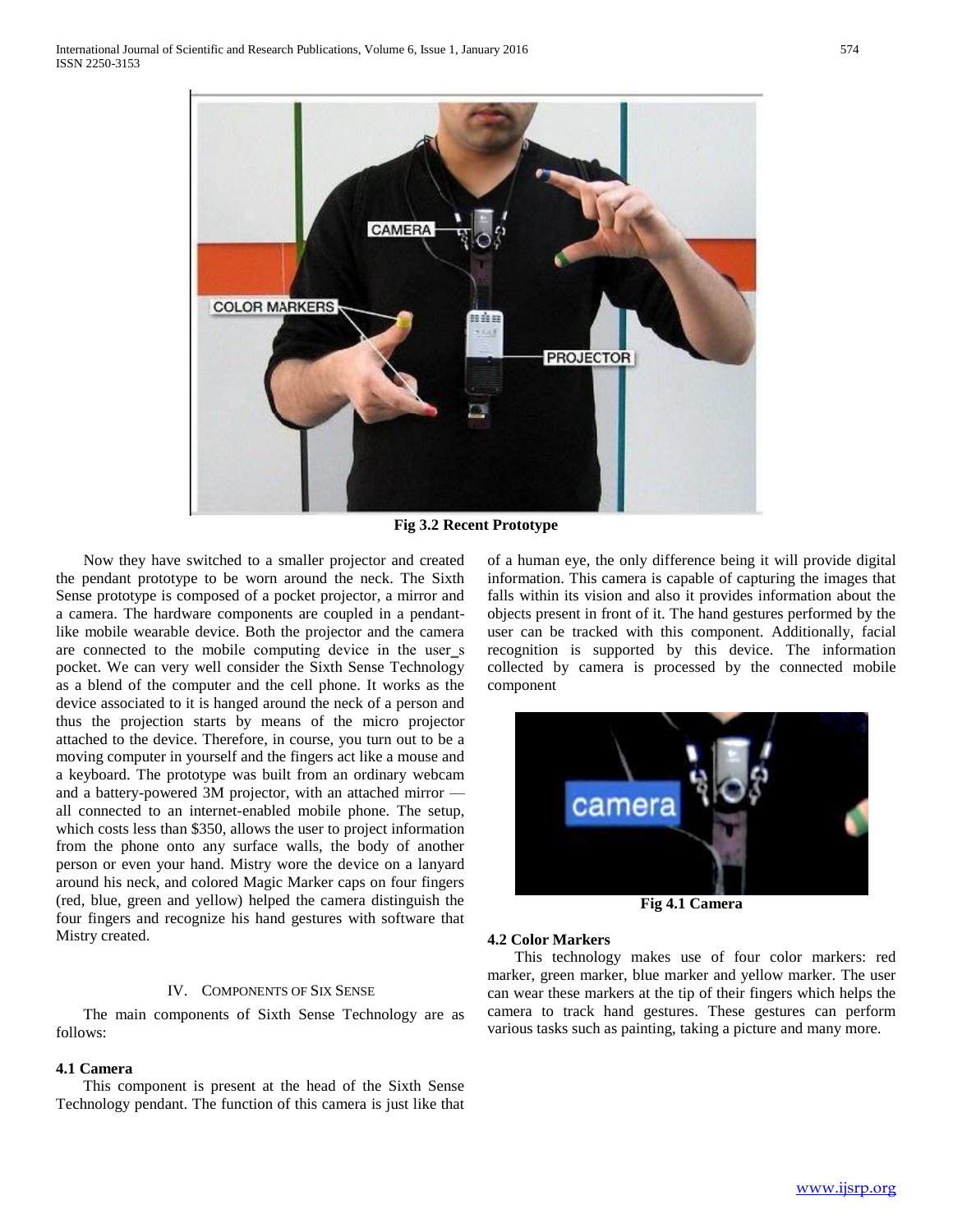Fig 3.2 Recent Prototype

Now they have switched to a smaller projector and created the pendant prototype to be worn around the neck. The Sixth Sense prototype is composed of a pocket projector, a mirror and a camera. The hardware components are coupled in a pendant-like mobile wearable device. Both the projector and the camera are connected to the mobile computing device in the user_s pocket. We can very well consider the Sixth Sense Technology as a blend of the computer and the cell phone. It works as the device associated to it is hanged around the neck of a person and thus the projection starts by means of the micro projector attached to the device. Therefore, in course, you turn out to be a moving computer in yourself and the fingers act like a mouse and a keyboard. The prototype was built from an ordinary webcam and a battery-powered 3M projector, with an attached mirror — all connected to an internet-enabled mobile phone. The setup, which costs less than $350, allows the user to project information from the phone onto any surface walls, the body of another person or even your hand. Mistry wore the device on a lanyard around his neck, and colored Magic Marker caps on four fingers (red, blue, green and yellow) helped the camera distinguish the four fingers and recognize his hand gestures with software that Mistry created.

## IV. Components of Six Sense

The main components of Sixth Sense Technology are as follows:

### 4.1 Camera

This component is present at the head of the Sixth Sense Technology pendant. The function of this camera is just like that of a human eye, the only difference being it will provide digital information. This camera is capable of capturing the images that falls within its vision and also it provides information about the objects present in front of it. The hand gestures performed by the user can be tracked with this component. Additionally, facial recognition is supported by this device. The information collected by camera is processed by the connected mobile component

Fig 4.1 Camera

### 4.2 Color Markers

This technology makes use of four color markers: red marker, green marker, blue marker and yellow marker. The user can wear these markers at the tip of their fingers which helps the camera to track hand gestures. These gestures can perform various tasks such as painting, taking a picture and many more.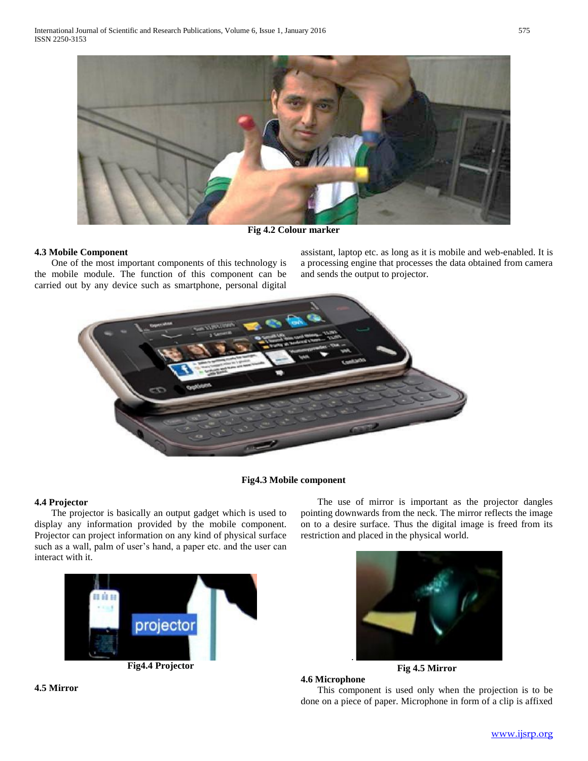Fig 4.2 Colour marker

### 4.3 Mobile Component

One of the most important components of this technology is the mobile module. The function of this component can be carried out by any device such as smartphone, personal digital assistant, laptop etc. as long as it is mobile and web-enabled. It is a processing engine that processes the data obtained from camera and sends the output to projector.

Fig4.3 Mobile component

### 4.4 Projector

The projector is basically an output gadget which is used to display any information provided by the mobile component. Projector can project information on any kind of physical surface such as a wall, palm of user's hand, a paper etc. and the user can interact with it.

Fig4.4 Projector

### 4.5 Mirror

The use of mirror is important as the projector dangles pointing downwards from the neck. The mirror reflects the image on to a desire surface. Thus the digital image is freed from its restriction and placed in the physical world.

Fig 4.5 Mirror

### 4.6 Microphone

This component is used only when the projection is to be done on a piece of paper. Microphone in form of a clip is affixed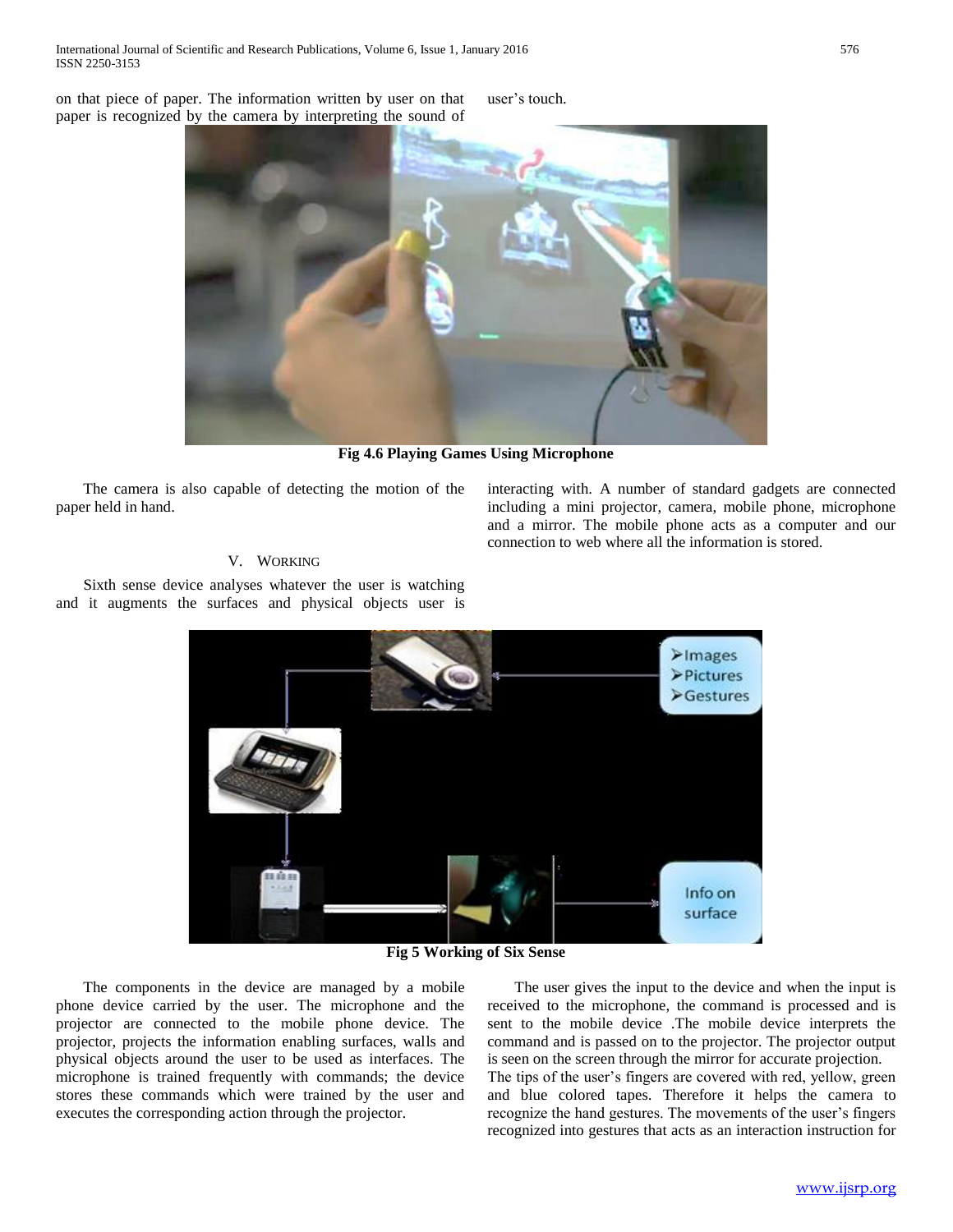on that piece of paper. The information written by user on that paper is recognized by the camera by interpreting the sound of user's touch.

**Fig 4.6 Playing Games Using Microphone**

The camera is also capable of detecting the motion of the paper held in hand.

## V. Working

Sixth sense device analyses whatever the user is watching and it augments the surfaces and physical objects user is interacting with. A number of standard gadgets are connected including a mini projector, camera, mobile phone, microphone and a mirror. The mobile phone acts as a computer and our connection to web where all the information is stored.

**Fig 5 Working of Six Sense**

The components in the device are managed by a mobile phone device carried by the user. The microphone and the projector are connected to the mobile phone device. The projector, projects the information enabling surfaces, walls and physical objects around the user to be used as interfaces. The microphone is trained frequently with commands; the device stores these commands which were trained by the user and executes the corresponding action through the projector.

The user gives the input to the device and when the input is received to the microphone, the command is processed and is sent to the mobile device .The mobile device interprets the command and is passed on to the projector. The projector output is seen on the screen through the mirror for accurate projection. The tips of the user's fingers are covered with red, yellow, green and blue colored tapes. Therefore it helps the camera to recognize the hand gestures. The movements of the user's fingers recognized into gestures that acts as an interaction instruction for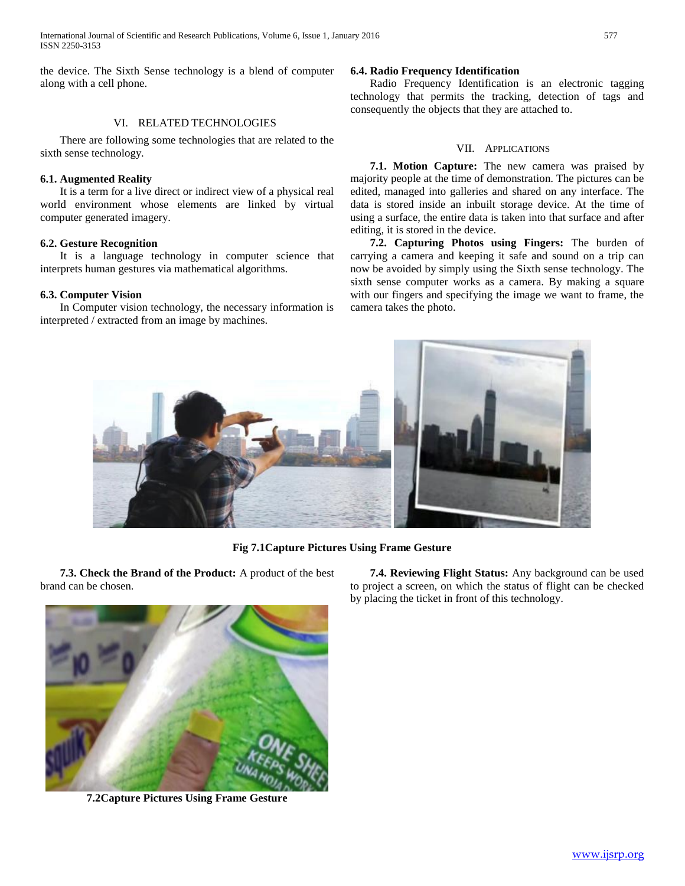the device. The Sixth Sense technology is a blend of computer along with a cell phone.

## VI. RELATED TECHNOLOGIES

There are following some technologies that are related to the sixth sense technology.

### 6.1. Augmented Reality

It is a term for a live direct or indirect view of a physical real world environment whose elements are linked by virtual computer generated imagery.

### 6.2. Gesture Recognition

It is a language technology in computer science that interprets human gestures via mathematical algorithms.

### 6.3. Computer Vision

In Computer vision technology, the necessary information is interpreted / extracted from an image by machines.

### 6.4. Radio Frequency Identification

Radio Frequency Identification is an electronic tagging technology that permits the tracking, detection of tags and consequently the objects that they are attached to.

## VII. APPLICATIONS

**7.1. Motion Capture:** The new camera was praised by majority people at the time of demonstration. The pictures can be edited, managed into galleries and shared on any interface. The data is stored inside an inbuilt storage device. At the time of using a surface, the entire data is taken into that surface and after editing, it is stored in the device.

**7.2. Capturing Photos using Fingers:** The burden of carrying a camera and keeping it safe and sound on a trip can now be avoided by simply using the Sixth sense technology. The sixth sense computer works as a camera. By making a square with our fingers and specifying the image we want to frame, the camera takes the photo.

**Fig 7.1Capture Pictures Using Frame Gesture**

**7.3. Check the Brand of the Product:** A product of the best brand can be chosen.

**7.2Capture Pictures Using Frame Gesture**

**7.4. Reviewing Flight Status:** Any background can be used to project a screen, on which the status of flight can be checked by placing the ticket in front of this technology.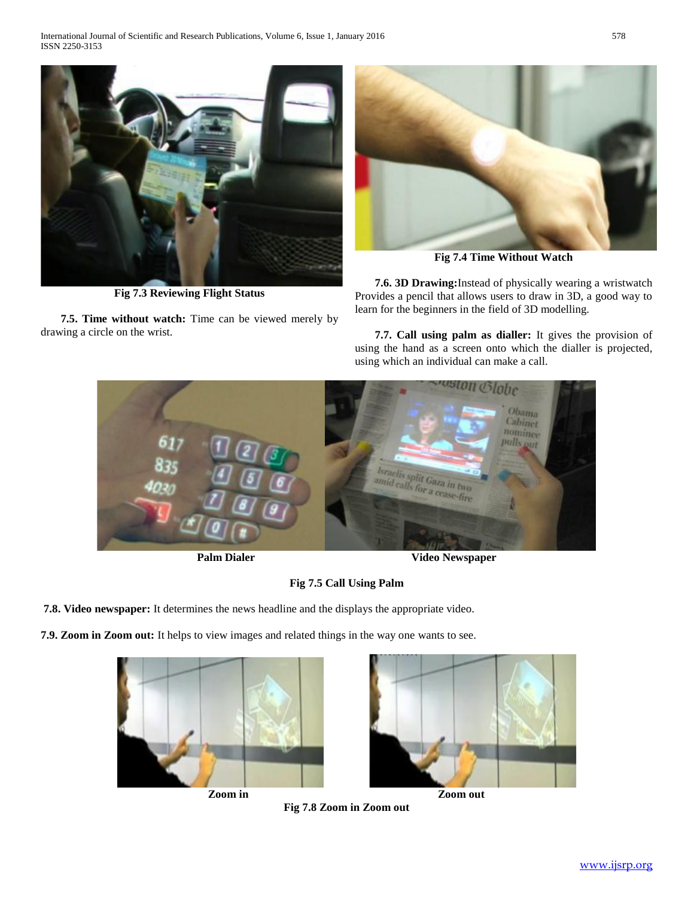Fig 7.3 Reviewing Flight Status

**7.5. Time without watch:** Time can be viewed merely by drawing a circle on the wrist.

Fig 7.4 Time Without Watch

**7.6. 3D Drawing:**Instead of physically wearing a wristwatch Provides a pencil that allows users to draw in 3D, a good way to learn for the beginners in the field of 3D modelling.

**7.7. Call using palm as dialler:** It gives the provision of using the hand as a screen onto which the dialler is projected, using which an individual can make a call.

Palm Dialer

Video Newspaper

Fig 7.5 Call Using Palm

**7.8. Video newspaper:** It determines the news headline and the displays the appropriate video.

**7.9. Zoom in Zoom out:** It helps to view images and related things in the way one wants to see.

Zoom in

Zoom out

Fig 7.8 Zoom in Zoom out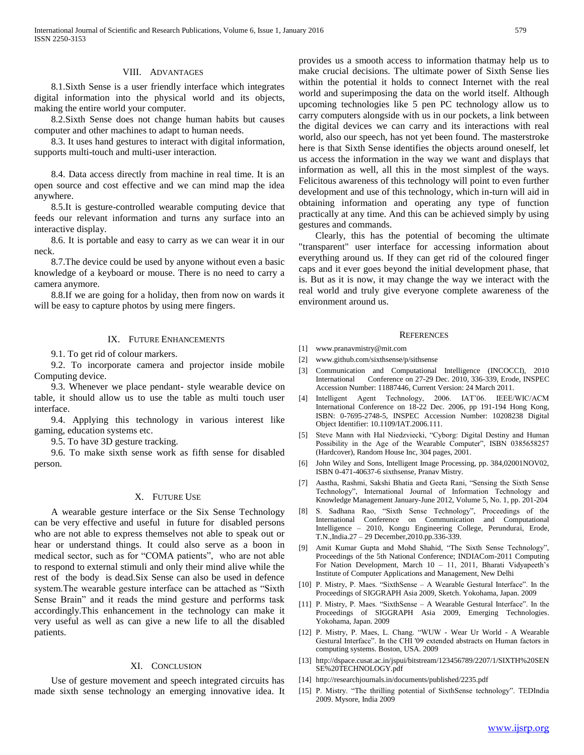## VIII. Advantages

8.1.Sixth Sense is a user friendly interface which integrates digital information into the physical world and its objects, making the entire world your computer.

8.2.Sixth Sense does not change human habits but causes computer and other machines to adapt to human needs.

8.3. It uses hand gestures to interact with digital information, supports multi-touch and multi-user interaction.

8.4. Data access directly from machine in real time. It is an open source and cost effective and we can mind map the idea anywhere.

8.5.It is gesture-controlled wearable computing device that feeds our relevant information and turns any surface into an interactive display.

8.6. It is portable and easy to carry as we can wear it in our neck.

8.7.The device could be used by anyone without even a basic knowledge of a keyboard or mouse. There is no need to carry a camera anymore.

8.8.If we are going for a holiday, then from now on wards it will be easy to capture photos by using mere fingers.

## IX. Future Enhancements

9.1. To get rid of colour markers.

9.2. To incorporate camera and projector inside mobile Computing device.

9.3. Whenever we place pendant- style wearable device on table, it should allow us to use the table as multi touch user interface.

9.4. Applying this technology in various interest like gaming, education systems etc.

9.5. To have 3D gesture tracking.

9.6. To make sixth sense work as fifth sense for disabled person.

## X. Future Use

A wearable gesture interface or the Six Sense Technology can be very effective and useful in future for disabled persons who are not able to express themselves not able to speak out or hear or understand things. It could also serve as a boon in medical sector, such as for "COMA patients", who are not able to respond to external stimuli and only their mind alive while the rest of the body is dead.Six Sense can also be used in defence system.The wearable gesture interface can be attached as "Sixth Sense Brain" and it reads the mind gesture and performs task accordingly.This enhancement in the technology can make it very useful as well as can give a new life to all the disabled patients.

## XI. Conclusion

Use of gesture movement and speech integrated circuits has made sixth sense technology an emerging innovative idea. It provides us a smooth access to information thatmay help us to make crucial decisions. The ultimate power of Sixth Sense lies within the potential it holds to connect Internet with the real world and superimposing the data on the world itself. Although upcoming technologies like 5 pen PC technology allow us to carry computers alongside with us in our pockets, a link between the digital devices we can carry and its interactions with real world, also our speech, has not yet been found. The masterstroke here is that Sixth Sense identifies the objects around oneself, let us access the information in the way we want and displays that information as well, all this in the most simplest of the ways. Felicitous awareness of this technology will point to even further development and use of this technology, which in-turn will aid in obtaining information and operating any type of function practically at any time. And this can be achieved simply by using gestures and commands.

Clearly, this has the potential of becoming the ultimate "transparent" user interface for accessing information about everything around us. If they can get rid of the coloured finger caps and it ever goes beyond the initial development phase, that is. But as it is now, it may change the way we interact with the real world and truly give everyone complete awareness of the environment around us.

## References

[1] www.pranavmistry@mit.com

[2] www.github.com/sixthsense/p/sithsense

[3] Communication and Computational Intelligence (INCOCCI), 2010 International Conference on 27-29 Dec. 2010, 336-339, Erode, INSPEC Accession Number: 11887446, Current Version: 24 March 2011.

[4] Intelligent Agent Technology, 2006. IAT'06. IEEE/WIC/ACM International Conference on 18-22 Dec. 2006, pp 191-194 Hong Kong, ISBN: 0-7695-2748-5, INSPEC Accession Number: 10208238 Digital Object Identifier: 10.1109/IAT.2006.111.

[5] Steve Mann with Hal Niedzviecki, "Cyborg: Digital Destiny and Human Possibility in the Age of the Wearable Computer", ISBN 0385658257 (Hardcover), Random House Inc, 304 pages, 2001.

[6] John Wiley and Sons, Intelligent Image Processing, pp. 384,02001NOV02, ISBN 0-471-40637-6 sixthsense, Pranav Mistry.

[7] Aastha, Rashmi, Sakshi Bhatia and Geeta Rani, "Sensing the Sixth Sense Technology", International Journal of Information Technology and Knowledge Management January-June 2012, Volume 5, No. 1, pp. 201-204

[8] S. Sadhana Rao, "Sixth Sense Technology", Proceedings of the International Conference on Communication and Computational Intelligence – 2010, Kongu Engineering College, Perundurai, Erode, T.N.,India.27 – 29 December,2010.pp.336-339.

[9] Amit Kumar Gupta and Mohd Shahid, "The Sixth Sense Technology", Proceedings of the 5th National Conference; INDIACom-2011 Computing For Nation Development, March 10 – 11, 2011, Bharati Vidyapeeth's Institute of Computer Applications and Management, New Delhi

[10] P. Mistry, P. Maes. "SixthSense – A Wearable Gestural Interface". In the Proceedings of SIGGRAPH Asia 2009, Sketch. Yokohama, Japan. 2009

[11] P. Mistry, P. Maes. "SixthSense – A Wearable Gestural Interface". In the Proceedings of SIGGRAPH Asia 2009, Emerging Technologies. Yokohama, Japan. 2009

[12] P. Mistry, P. Maes, L. Chang. "WUW - Wear Ur World - A Wearable Gestural Interface". In the CHI '09 extended abstracts on Human factors in computing systems. Boston, USA. 2009

[13] http://dspace.cusat.ac.in/jspui/bitstream/123456789/2207/1/SIXTH%20SENSE%20TECHNOLOGY.pdf

[14] http://researchjournals.in/documents/published/2235.pdf

[15] P. Mistry. "The thrilling potential of SixthSense technology". TEDIndia 2009. Mysore, India 2009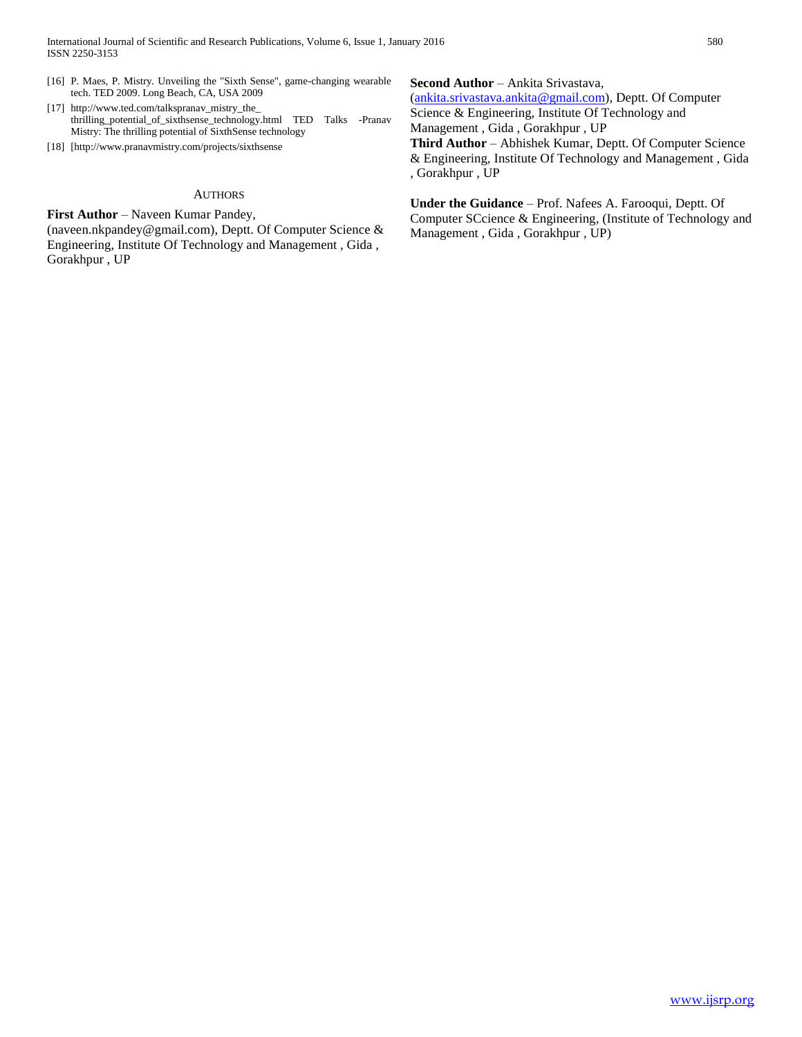[16] P. Maes, P. Mistry. Unveiling the "Sixth Sense", game-changing wearable tech. TED 2009. Long Beach, CA, USA 2009

[17] http://www.ted.com/talkspranav_mistry_the_thrilling_potential_of_sixthsense_technology.html TED Talks -Pranav Mistry: The thrilling potential of SixthSense technology

[18] [http://www.pranavmistry.com/projects/sixthsense

## AUTHORS

**First Author** – Naveen Kumar Pandey, (naveen.nkpandey@gmail.com), Deptt. Of Computer Science & Engineering, Institute Of Technology and Management , Gida , Gorakhpur , UP

**Second Author** – Ankita Srivastava, (ankita.srivastava.ankita@gmail.com), Deptt. Of Computer Science & Engineering, Institute Of Technology and Management , Gida , Gorakhpur , UP

**Third Author** – Abhishek Kumar, Deptt. Of Computer Science & Engineering, Institute Of Technology and Management , Gida , Gorakhpur , UP

**Under the Guidance** – Prof. Nafees A. Farooqui, Deptt. Of Computer SCcience & Engineering, (Institute of Technology and Management , Gida , Gorakhpur , UP)